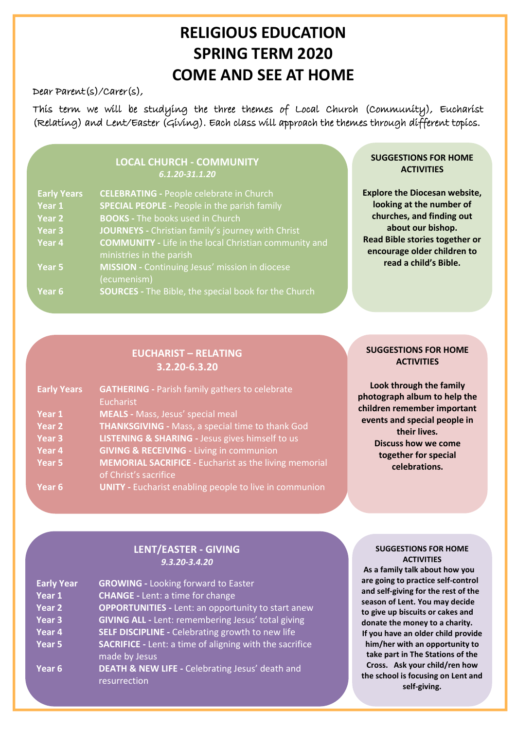# RELIGIOUS EDUCATION
# SPRING TERM 2020
# COME AND SEE AT HOME

Dear Parent(s)/Carer(s),

This term we will be studying the three themes of Local Church (Community), Eucharist (Relating) and Lent/Easter (Giving). Each class will approach the themes through different topics.

## LOCAL CHURCH - COMMUNITY

*6.1.20-31.1.20*

| | |
|---|---|
| Early Years | **CELEBRATING -** People celebrate in Church |
| Year 1 | **SPECIAL PEOPLE -** People in the parish family |
| Year 2 | **BOOKS -** The books used in Church |
| Year 3 | **JOURNEYS -** Christian family's journey with Christ |
| Year 4 | **COMMUNITY -** Life in the local Christian community and ministries in the parish |
| Year 5 | **MISSION -** Continuing Jesus' mission in diocese (ecumenism) |
| Year 6 | **SOURCES -** The Bible, the special book for the Church |

### SUGGESTIONS FOR HOME ACTIVITIES

**Explore the Diocesan website, looking at the number of churches, and finding out about our bishop.**
**Read Bible stories together or encourage older children to read a child's Bible.**

## EUCHARIST – RELATING

**3.2.20-6.3.20**

| | |
|---|---|
| Early Years | **GATHERING -** Parish family gathers to celebrate Eucharist |
| Year 1 | **MEALS -** Mass, Jesus' special meal |
| Year 2 | **THANKSGIVING -** Mass, a special time to thank God |
| Year 3 | **LISTENING & SHARING -** Jesus gives himself to us |
| Year 4 | **GIVING & RECEIVING -** Living in communion |
| Year 5 | **MEMORIAL SACRIFICE -** Eucharist as the living memorial of Christ's sacrifice |
| Year 6 | **UNITY -** Eucharist enabling people to live in communion |

### SUGGESTIONS FOR HOME ACTIVITIES

**Look through the family photograph album to help the children remember important events and special people in their lives.**
**Discuss how we come together for special celebrations.**

## LENT/EASTER - GIVING

*9.3.20-3.4.20*

| | |
|---|---|
| Early Year | **GROWING -** Looking forward to Easter |
| Year 1 | **CHANGE -** Lent: a time for change |
| Year 2 | **OPPORTUNITIES -** Lent: an opportunity to start anew |
| Year 3 | **GIVING ALL -** Lent: remembering Jesus' total giving |
| Year 4 | **SELF DISCIPLINE -** Celebrating growth to new life |
| Year 5 | **SACRIFICE -** Lent: a time of aligning with the sacrifice made by Jesus |
| Year 6 | **DEATH & NEW LIFE -** Celebrating Jesus' death and resurrection |

### SUGGESTIONS FOR HOME ACTIVITIES

**As a family talk about how you are going to practice self-control and self-giving for the rest of the season of Lent. You may decide to give up biscuits or cakes and donate the money to a charity.**
**If you have an older child provide him/her with an opportunity to take part in The Stations of the Cross. Ask your child/ren how the school is focusing on Lent and self-giving.**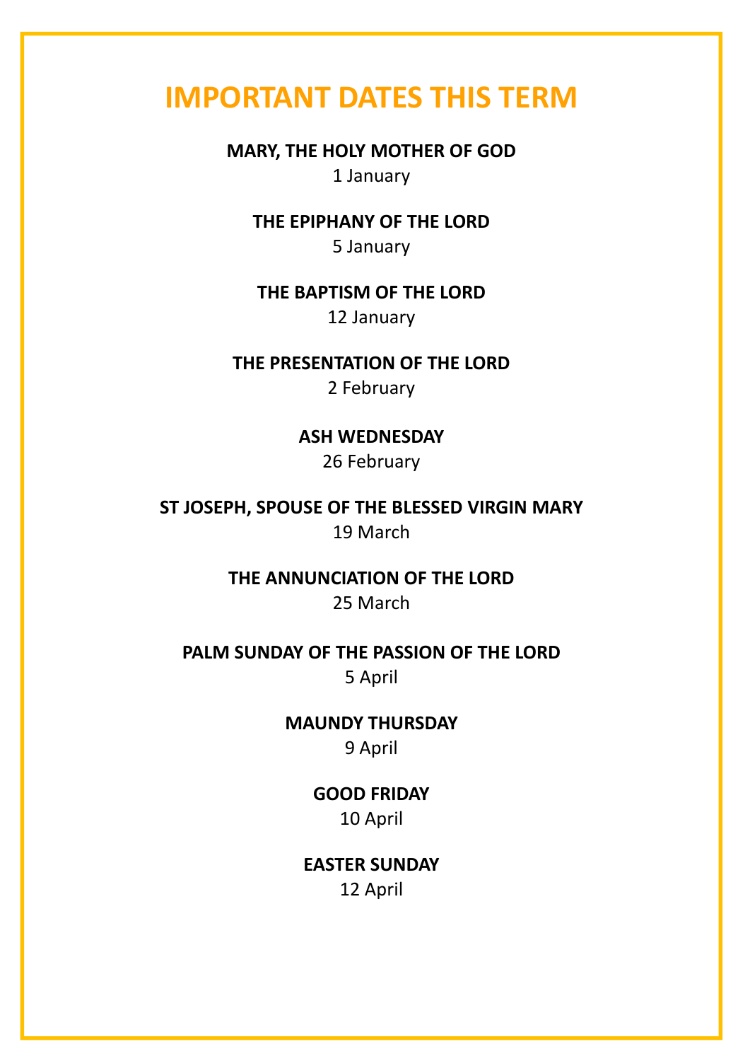# IMPORTANT DATES THIS TERM

**MARY, THE HOLY MOTHER OF GOD**
1 January

**THE EPIPHANY OF THE LORD**
5 January

**THE BAPTISM OF THE LORD**
12 January

**THE PRESENTATION OF THE LORD**
2 February

**ASH WEDNESDAY**
26 February

**ST JOSEPH, SPOUSE OF THE BLESSED VIRGIN MARY**
19 March

**THE ANNUNCIATION OF THE LORD**
25 March

**PALM SUNDAY OF THE PASSION OF THE LORD**
5 April

**MAUNDY THURSDAY**
9 April

**GOOD FRIDAY**
10 April

**EASTER SUNDAY**
12 April